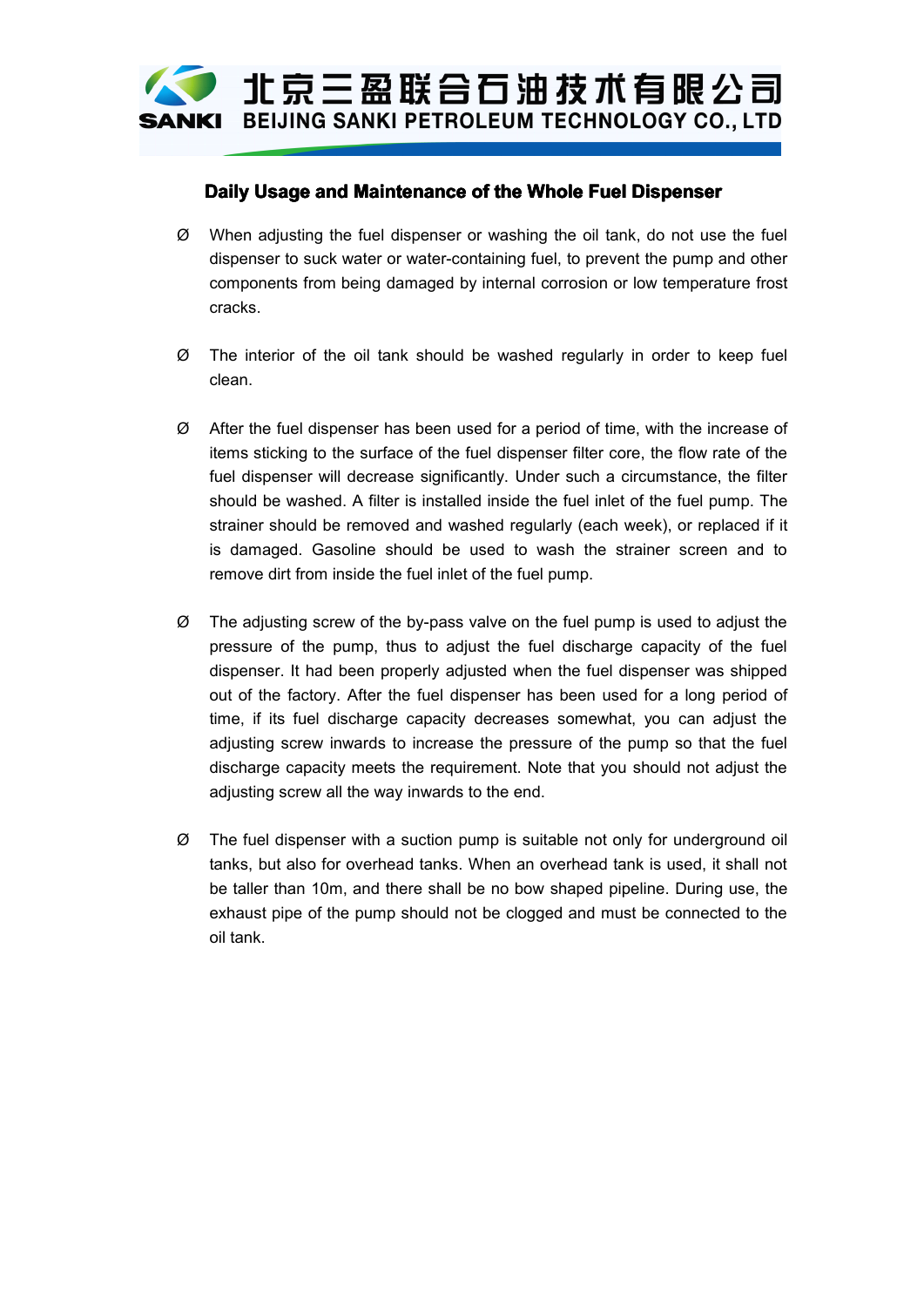北京三盈联合石油技术有限公司
BEIJING SANKI PETROLEUM TECHNOLOGY CO., LTD

## Daily Usage and Maintenance of the Whole Fuel Dispenser

- When adjusting the fuel dispenser or washing the oil tank, do not use the fuel dispenser to suck water or water-containing fuel, to prevent the pump and other components from being damaged by internal corrosion or low temperature frost cracks.

- The interior of the oil tank should be washed regularly in order to keep fuel clean.

- After the fuel dispenser has been used for a period of time, with the increase of items sticking to the surface of the fuel dispenser filter core, the flow rate of the fuel dispenser will decrease significantly. Under such a circumstance, the filter should be washed. A filter is installed inside the fuel inlet of the fuel pump. The strainer should be removed and washed regularly (each week), or replaced if it is damaged. Gasoline should be used to wash the strainer screen and to remove dirt from inside the fuel inlet of the fuel pump.

- The adjusting screw of the by-pass valve on the fuel pump is used to adjust the pressure of the pump, thus to adjust the fuel discharge capacity of the fuel dispenser. It had been properly adjusted when the fuel dispenser was shipped out of the factory. After the fuel dispenser has been used for a long period of time, if its fuel discharge capacity decreases somewhat, you can adjust the adjusting screw inwards to increase the pressure of the pump so that the fuel discharge capacity meets the requirement. Note that you should not adjust the adjusting screw all the way inwards to the end.

- The fuel dispenser with a suction pump is suitable not only for underground oil tanks, but also for overhead tanks. When an overhead tank is used, it shall not be taller than 10m, and there shall be no bow shaped pipeline. During use, the exhaust pipe of the pump should not be clogged and must be connected to the oil tank.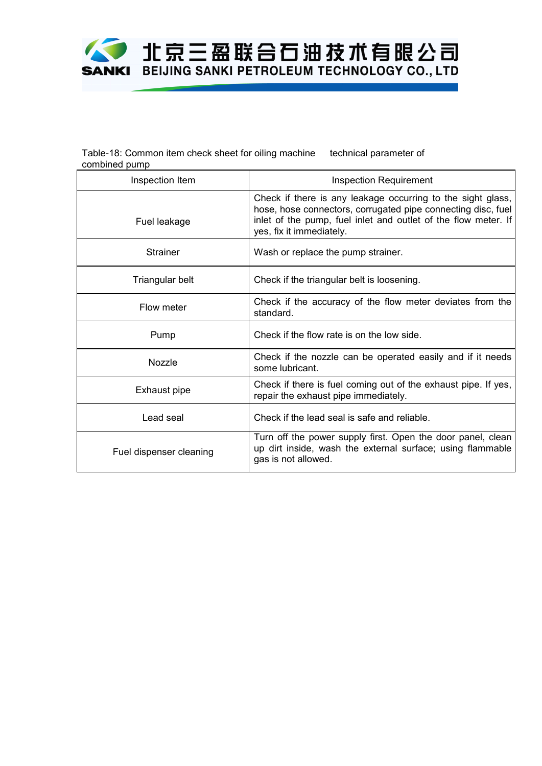Table-18: Common item check sheet for oiling machine technical parameter of combined pump

| Inspection Item | Inspection Requirement |
|---|---|
| Fuel leakage | Check if there is any leakage occurring to the sight glass, hose, hose connectors, corrugated pipe connecting disc, fuel inlet of the pump, fuel inlet and outlet of the flow meter. If yes, fix it immediately. |
| Strainer | Wash or replace the pump strainer. |
| Triangular belt | Check if the triangular belt is loosening. |
| Flow meter | Check if the accuracy of the flow meter deviates from the standard. |
| Pump | Check if the flow rate is on the low side. |
| Nozzle | Check if the nozzle can be operated easily and if it needs some lubricant. |
| Exhaust pipe | Check if there is fuel coming out of the exhaust pipe. If yes, repair the exhaust pipe immediately. |
| Lead seal | Check if the lead seal is safe and reliable. |
| Fuel dispenser cleaning | Turn off the power supply first. Open the door panel, clean up dirt inside, wash the external surface; using flammable gas is not allowed. |